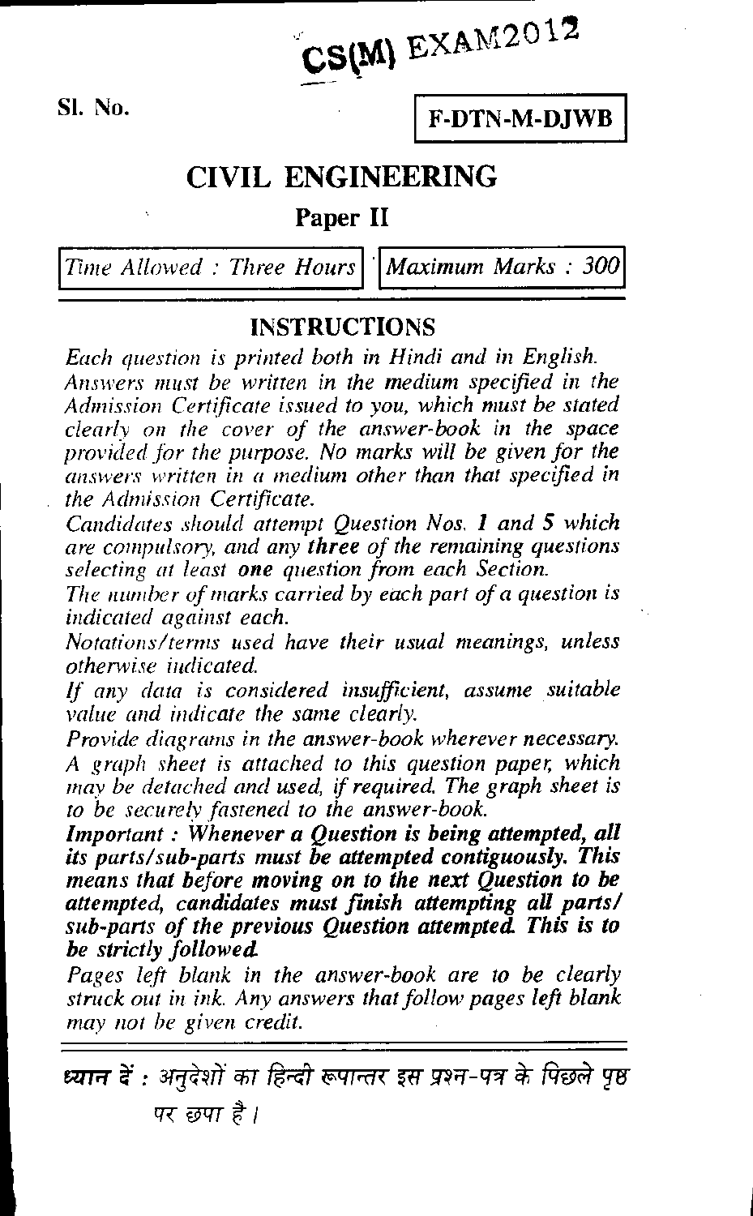# CS(M) EXAM2012

Sl. No.

**F-DTN-M-DJWB**

## CIVIL ENGINEERING

### Paper II

*Time Allowed : Three Hours* | *Maximum Marks : 300*

---

### INSTRUCTIONS

*Each question is printed both in Hindi and in English.*

*Answers must be written in the medium specified in the Admission Certificate issued to you, which must be stated clearly on the cover of the answer-book in the space provided for the purpose. No marks will be given for the answers written in a medium other than that specified in the Admission Certificate.*

*Candidates should attempt Question Nos.* ***1*** *and* ***5*** *which are compulsory, and any* ***three*** *of the remaining questions selecting at least* ***one*** *question from each Section.*

*The number of marks carried by each part of a question is indicated against each.*

*Notations/terms used have their usual meanings, unless otherwise indicated.*

*If any data is considered insufficient, assume suitable value and indicate the same clearly.*

*Provide diagrams in the answer-book wherever necessary.*

*A graph sheet is attached to this question paper, which may be detached and used, if required. The graph sheet is to be securely fastened to the answer-book.*

***Important : Whenever a Question is being attempted, all its parts/sub-parts must be attempted contiguously. This means that before moving on to the next Question to be attempted, candidates must finish attempting all parts/sub-parts of the previous Question attempted. This is to be strictly followed.***

*Pages left blank in the answer-book are to be clearly struck out in ink. Any answers that follow pages left blank may not be given credit.*

---

***ध्यान दें :*** *अनुदेशों का हिन्दी रूपान्तर इस प्रश्न-पत्र के पिछले पृष्ठ पर छपा है।*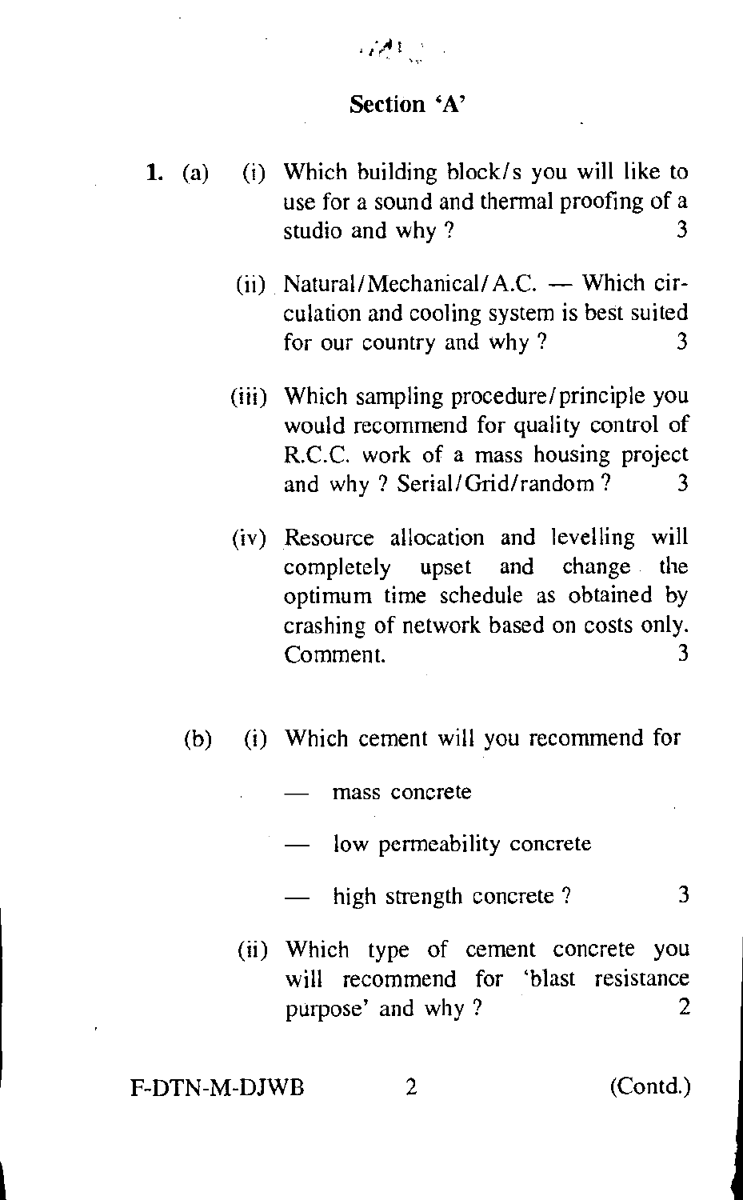## Section 'A'

1. (a) (i) Which building block/s you will like to use for a sound and thermal proofing of a studio and why ? 3

   (ii) Natural/Mechanical/A.C. — Which circulation and cooling system is best suited for our country and why ? 3

   (iii) Which sampling procedure/principle you would recommend for quality control of R.C.C. work of a mass housing project and why ? Serial/Grid/random ? 3

   (iv) Resource allocation and levelling will completely upset and change the optimum time schedule as obtained by crashing of network based on costs only. Comment. 3

   (b) (i) Which cement will you recommend for

   - mass concrete
   - low permeability concrete
   - high strength concrete ? 3

   (ii) Which type of cement concrete you will recommend for 'blast resistance purpose' and why ? 2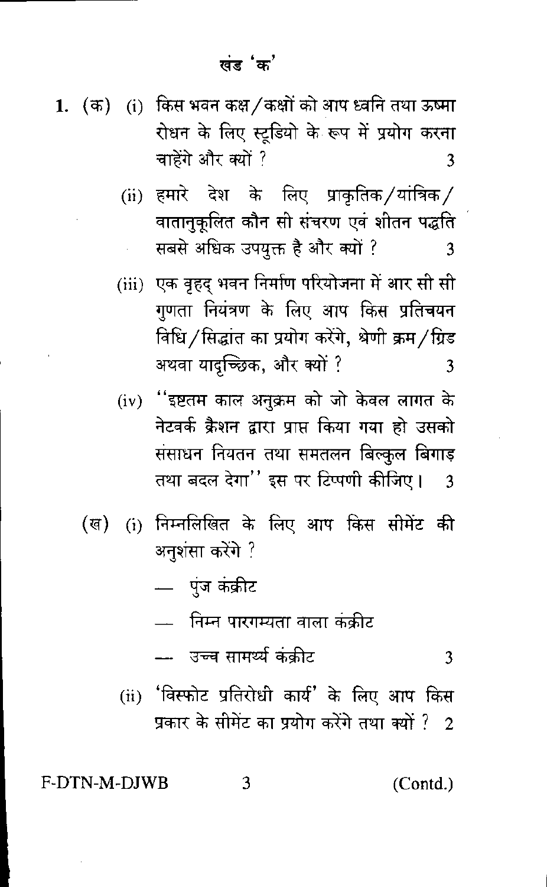## खंड 'क'

1. (क) (i) किस भवन कक्ष/कक्षों को आप ध्वनि तथा ऊष्मा रोधन के लिए स्टूडियो के रूप में प्रयोग करना चाहेंगे और क्यों ? 3

   (ii) हमारे देश के लिए प्राकृतिक/यांत्रिक/वातानुकूलित कौन सी संचरण एवं शीतन पद्धति सबसे अधिक उपयुक्त है और क्यों ? 3

   (iii) एक वृहद् भवन निर्माण परियोजना में आर सी सी गुणता नियंत्रण के लिए आप किस प्रतिचयन विधि/सिद्धांत का प्रयोग करेंगे, श्रेणी क्रम/ग्रिड अथवा यादृच्छिक, और क्यों ? 3

   (iv) "इष्टतम काल अनुक्रम को जो केवल लागत के नेटवर्क क्रैशन द्वारा प्राप्त किया गया हो उसको संसाधन नियतन तथा समतलन बिल्कुल बिगाड़ तथा बदल देगा" इस पर टिप्पणी कीजिए। 3

   (ख) (i) निम्नलिखित के लिए आप किस सीमेंट की अनुशंसा करेंगे ?

   — पुंज कंक्रीट

   — निम्न पारगम्यता वाला कंक्रीट

   — उच्च सामर्थ्य कंक्रीट 3

   (ii) 'विस्फोट प्रतिरोधी कार्य' के लिए आप किस प्रकार के सीमेंट का प्रयोग करेंगे तथा क्यों ? 2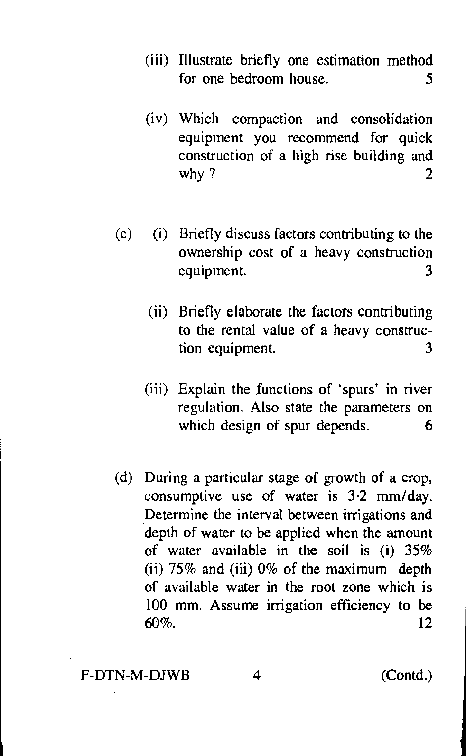(iii) Illustrate briefly one estimation method for one bedroom house. 5

(iv) Which compaction and consolidation equipment you recommend for quick construction of a high rise building and why ? 2

(c) (i) Briefly discuss factors contributing to the ownership cost of a heavy construction equipment. 3

(ii) Briefly elaborate the factors contributing to the rental value of a heavy construction equipment. 3

(iii) Explain the functions of 'spurs' in river regulation. Also state the parameters on which design of spur depends. 6

(d) During a particular stage of growth of a crop, consumptive use of water is 3·2 mm/day. Determine the interval between irrigations and depth of water to be applied when the amount of water available in the soil is (i) 35% (ii) 75% and (iii) 0% of the maximum depth of available water in the root zone which is 100 mm. Assume irrigation efficiency to be 60%. 12

F-DTN-M-DJWB (Contd.)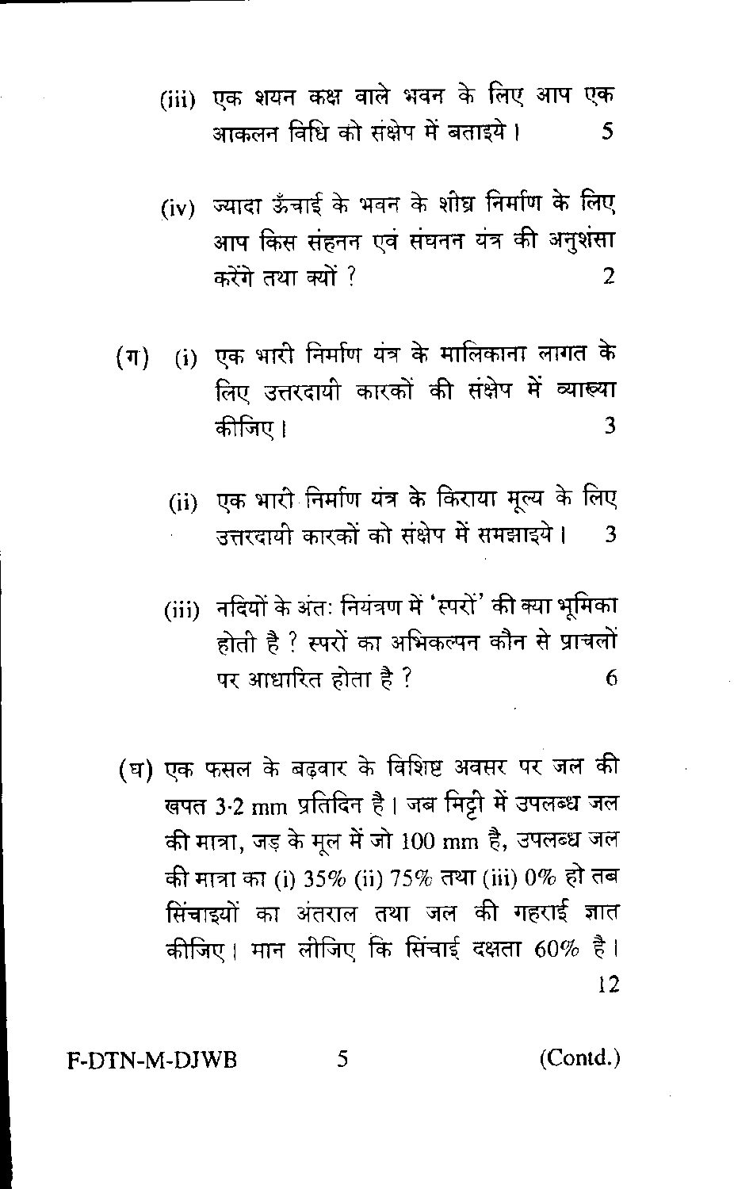(iii) एक शयन कक्ष वाले भवन के लिए आप एक आकलन विधि को संक्षेप में बताइये। 5

(iv) ज्यादा ऊँचाई के भवन के शीघ्र निर्माण के लिए आप किस संहनन एवं संघनन यंत्र की अनुशंसा करेंगे तथा क्यों ? 2

(ग) (i) एक भारी निर्माण यंत्र के मालिकाना लागत के लिए उत्तरदायी कारकों की संक्षेप में व्याख्या कीजिए। 3

(ii) एक भारी निर्माण यंत्र के किराया मूल्य के लिए उत्तरदायी कारकों को संक्षेप में समझाइये। 3

(iii) नदियों के अंतः नियंत्रण में 'स्परों' की क्या भूमिका होती है ? स्परों का अभिकल्पन कौन से प्राचलों पर आधारित होता है ? 6

(घ) एक फसल के बढ़वार के विशिष्ट अवसर पर जल की खपत 3·2 mm प्रतिदिन है। जब मिट्टी में उपलब्ध जल की मात्रा, जड़ के मूल में जो 100 mm है, उपलब्ध जल की मात्रा का (i) 35% (ii) 75% तथा (iii) 0% हो तब सिंचाइयों का अंतराल तथा जल की गहराई ज्ञात कीजिए। मान लीजिए कि सिंचाई दक्षता 60% है। 12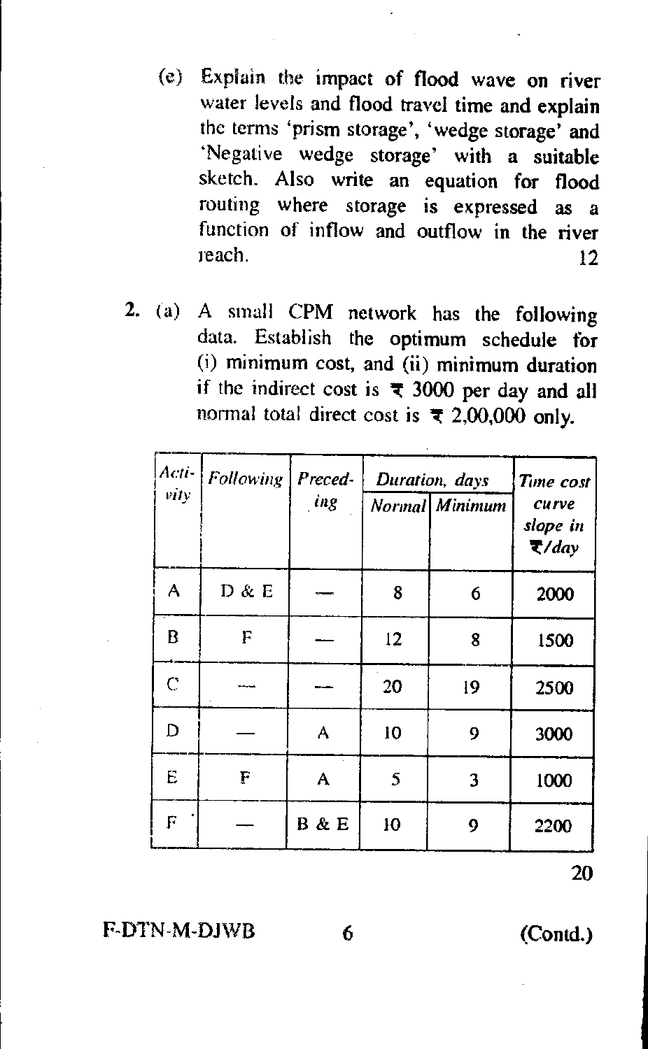(e) Explain the impact of flood wave on river water levels and flood travel time and explain the terms 'prism storage', 'wedge storage' and 'Negative wedge storage' with a suitable sketch. Also write an equation for flood routing where storage is expressed as a function of inflow and outflow in the river reach. 12

2. (a) A small CPM network has the following data. Establish the optimum schedule for (i) minimum cost, and (ii) minimum duration if the indirect cost is ₹ 3000 per day and all normal total direct cost is ₹ 2,00,000 only.

| *Activity* | *Following* | *Preceding* | *Duration, days* | | *Time cost curve slope in ₹/day* |
|---|---|---|---|---|---|
| | | | *Normal* | *Minimum* | |
| A | D & E | — | 8 | 6 | 2000 |
| B | F | — | 12 | 8 | 1500 |
| C | — | — | 20 | 19 | 2500 |
| D | — | A | 10 | 9 | 3000 |
| E | F | A | 5 | 3 | 1000 |
| F | — | B & E | 10 | 9 | 2200 |

20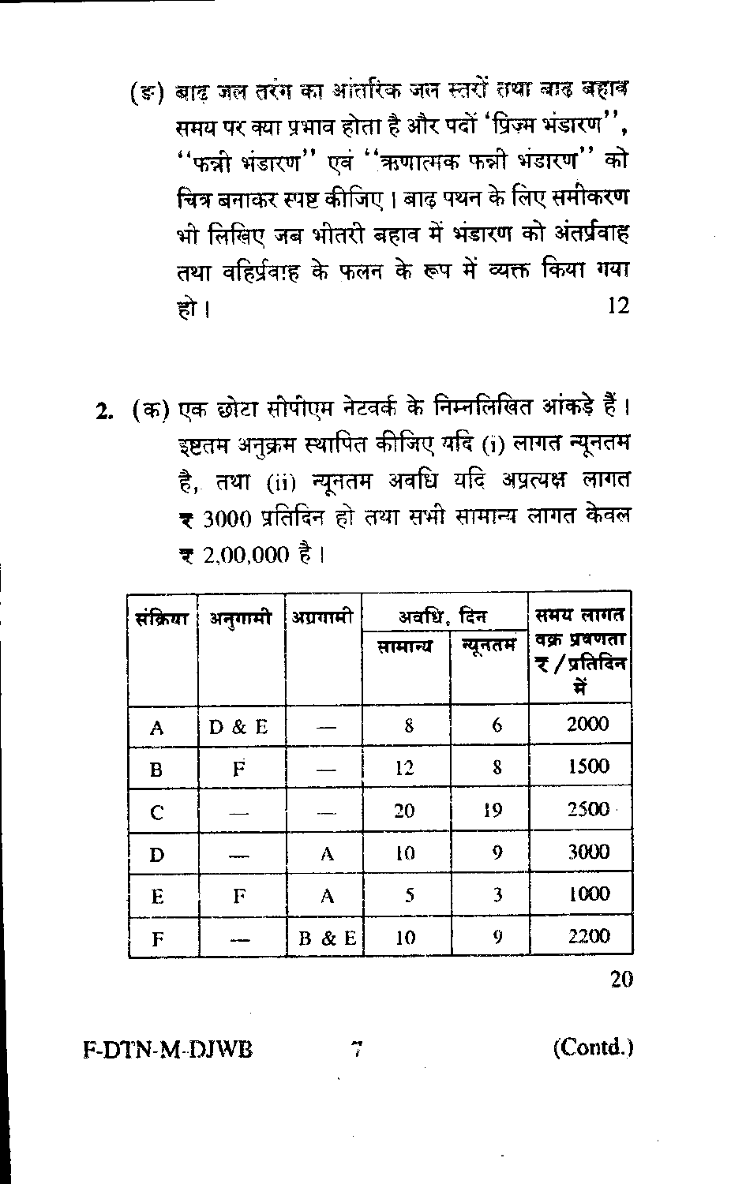(ङ) बाढ़ जल तरंग का आंतरिक जल स्तरों तथा बाढ़ बहाव समय पर क्या प्रभाव होता है और पदों 'प्रिज़्म भंडारण'', ''फन्नी भंडारण'' एवं ''ऋणात्मक फन्नी भंडारण'' को चित्र बनाकर स्पष्ट कीजिए। बाढ़ पथन के लिए समीकरण भी लिखिए जब भीतरी बहाव में भंडारण को अंतर्प्रवाह तथा वहिर्प्रवाह के फलन के रूप में व्यक्त किया गया हो। 12

2. (क) एक छोटा सीपीएम नेटवर्क के निम्नलिखित आंकड़े हैं। इष्टतम अनुक्रम स्थापित कीजिए यदि (i) लागत न्यूनतम है, तथा (ii) न्यूनतम अवधि यदि अप्रत्यक्ष लागत ₹ 3000 प्रतिदिन हो तथा सभी सामान्य लागत केवल ₹ 2,00,000 है।

| संक्रिया | अनुगामी | अग्रगामी | अवधि, दिन | | समय लागत वक्र प्रवणता ₹ / प्रतिदिन में |
|---|---|---|---|---|---|
| | | | सामान्य | न्यूनतम | |
| A | D & E | — | 8 | 6 | 2000 |
| B | F | — | 12 | 8 | 1500 |
| C | — | — | 20 | 19 | 2500 |
| D | — | A | 10 | 9 | 3000 |
| E | F | A | 5 | 3 | 1000 |
| F | — | B & E | 10 | 9 | 2200 |

20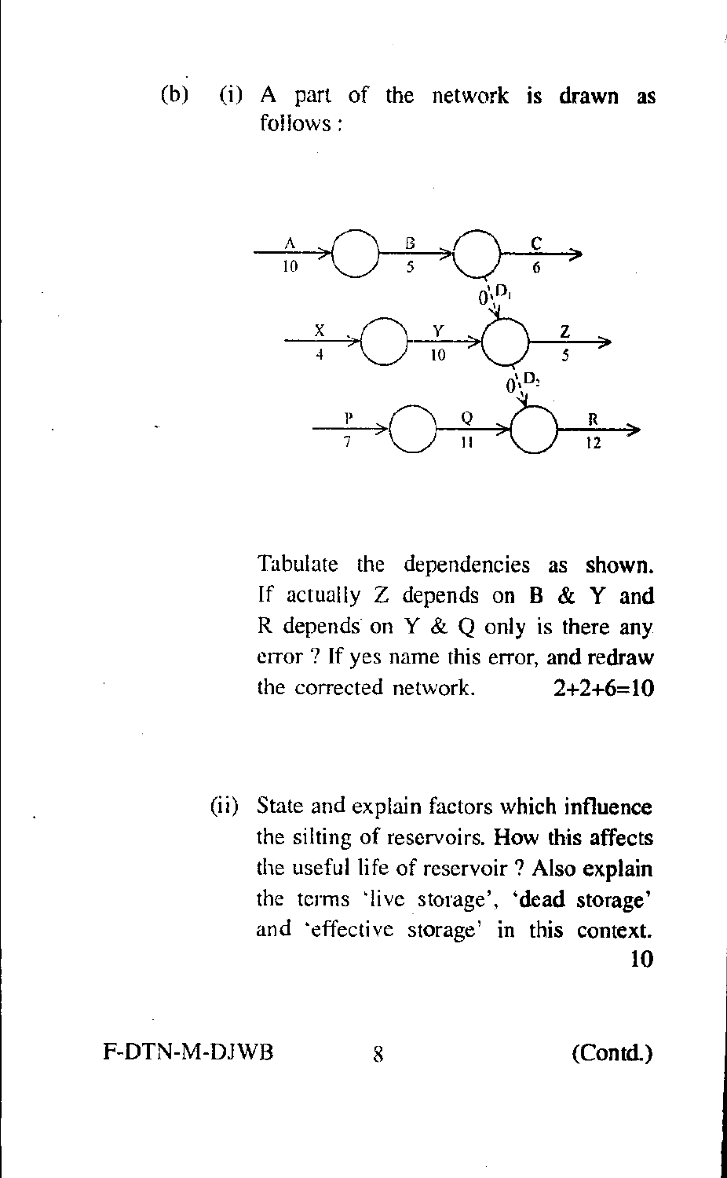(b) (i) A part of the network is drawn as follows :

Tabulate the dependencies as shown. If actually Z depends on B & Y and R depends on Y & Q only is there any error ? If yes name this error, and redraw the corrected network. 2+2+6=10

(ii) State and explain factors which influence the silting of reservoirs. How this affects the useful life of reservoir ? Also explain the terms 'live storage', 'dead storage' and 'effective storage' in this context. 10

F-DTN-M-DJWB (Contd.)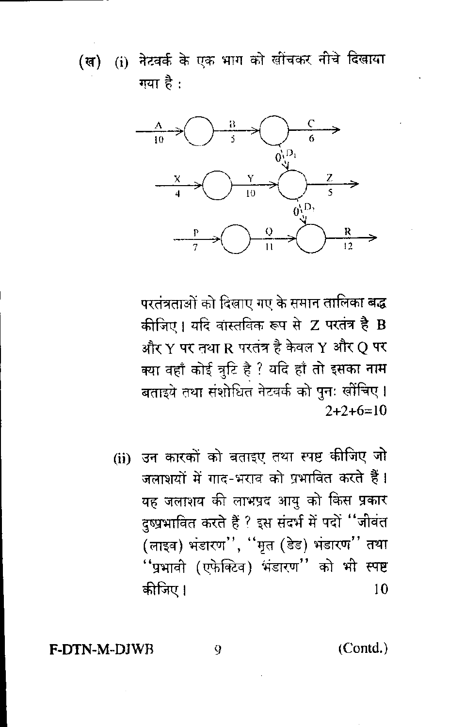(ख) (i) नेटवर्क के एक भाग को खींचकर नीचे दिखाया गया है :

```
 A          B          C
---->( )------>( )------>
 10         5    |     6
                 0 \ D1
 X          Y     v    Z
---->( )------>( )------>
 4          10   |     5
                 0 \ D2
 P          Q     v    R
---->( )------>( )------>
 7          11         12
```

परतंत्रताओं को दिखाए गए के समान तालिका बद्ध कीजिए। यदि वास्तविक रूप से Z परतंत्र है B और Y पर तथा R परतंत्र है केवल Y और Q पर क्या वहाँ कोई त्रुटि है ? यदि हाँ तो इसका नाम बताइये तथा संशोधित नेटवर्क को पुनः खींचिए।

2+2+6=10

(ii) उन कारकों को बताइए तथा स्पष्ट कीजिए जो जलाशयों में गाद-भराव को प्रभावित करते हैं। यह जलाशय की लाभप्रद आयु को किस प्रकार दुष्प्रभावित करते हैं ? इस संदर्भ में पदों "जीवंत (लाइव) भंडारण", "मृत (डेड) भंडारण" तथा "प्रभावी (एफेक्टिव) भंडारण" को भी स्पष्ट कीजिए।

10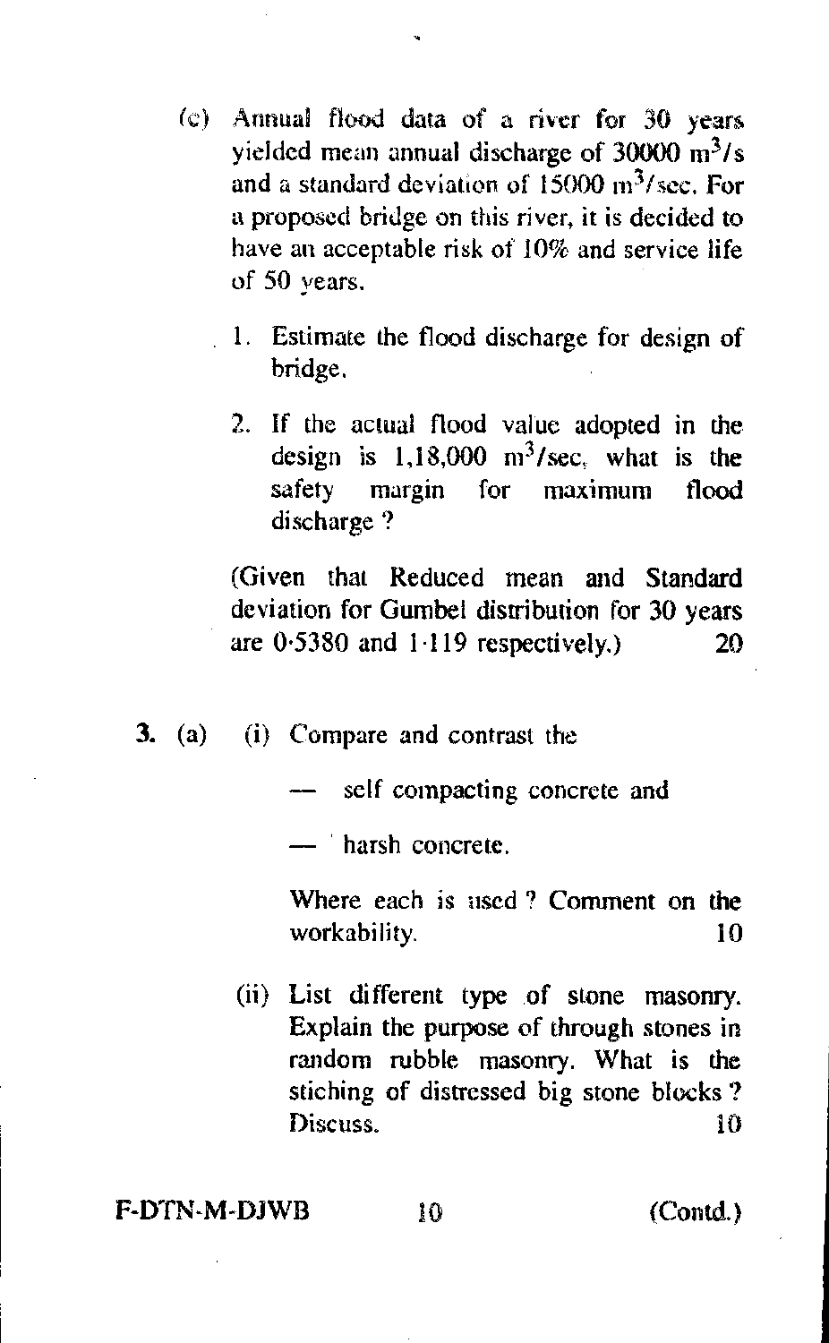(c) Annual flood data of a river for 30 years yielded mean annual discharge of 30000 $m^3/s$ and a standard deviation of 15000 $m^3/sec$. For a proposed bridge on this river, it is decided to have an acceptable risk of 10% and service life of 50 years.

1. Estimate the flood discharge for design of bridge.

2. If the actual flood value adopted in the design is 1,18,000 $m^3/sec$, what is the safety margin for maximum flood discharge ?

(Given that Reduced mean and Standard deviation for Gumbel distribution for 30 years are 0·5380 and 1·119 respectively.) 20

**3.** (a) (i) Compare and contrast the

— self compacting concrete and

— harsh concrete.

Where each is used ? Comment on the workability. 10

(ii) List different type of stone masonry. Explain the purpose of through stones in random rubble masonry. What is the stiching of distressed big stone blocks ? Discuss. 10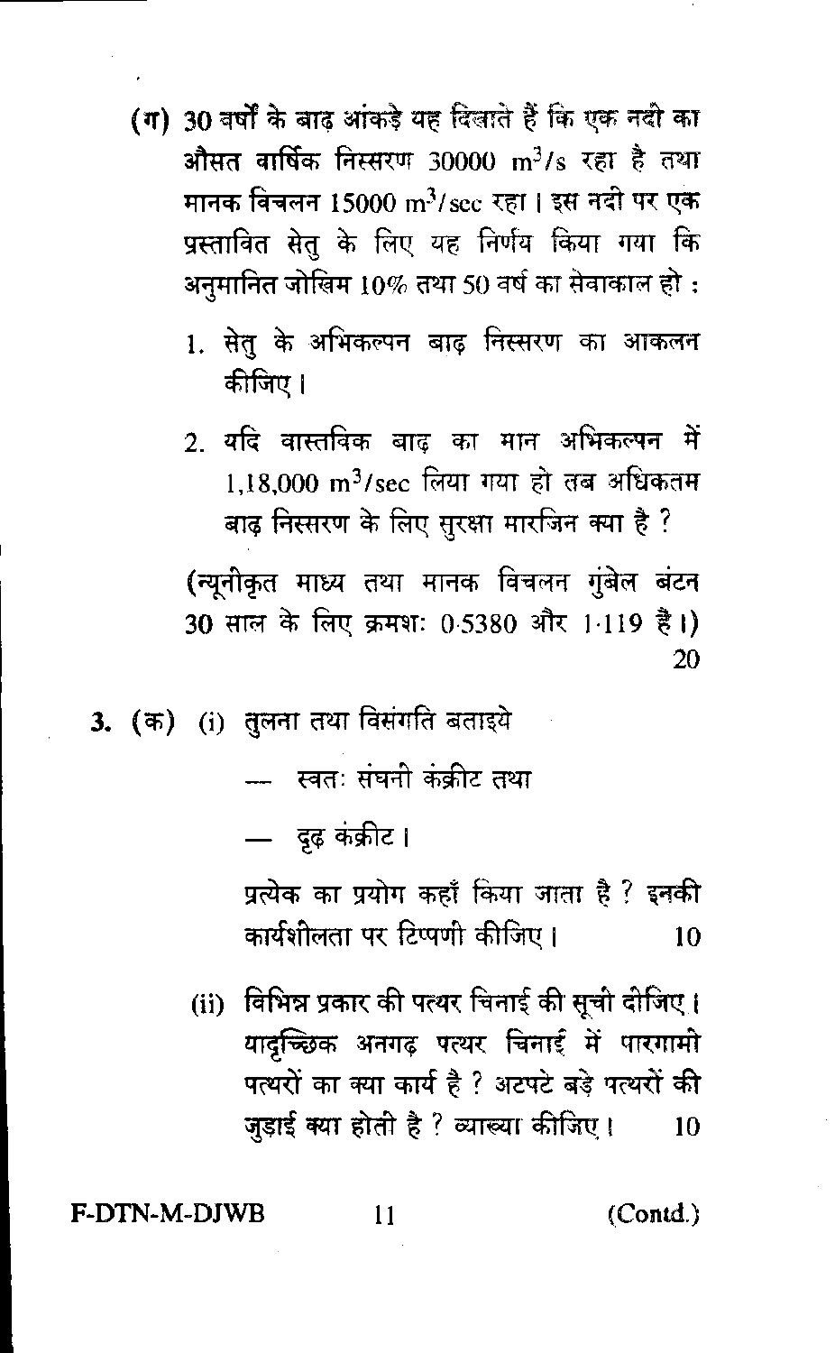(ग) 30 वर्षों के बाढ़ आंकड़े यह दिखाते हैं कि एक नदी का औसत वार्षिक निस्सरण 30000 $m^3/s$ रहा है तथा मानक विचलन 15000 $m^3/sec$ रहा। इस नदी पर एक प्रस्तावित सेतु के लिए यह निर्णय किया गया कि अनुमानित जोखिम 10% तथा 50 वर्ष का सेवाकाल हो :

1. सेतु के अभिकल्पन बाढ़ निस्सरण का आकलन कीजिए।

2. यदि वास्तविक बाढ़ का मान अभिकल्पन में 1,18,000 $m^3/sec$ लिया गया हो तब अधिकतम बाढ़ निस्सरण के लिए सुरक्षा मारजिन क्या है ?

(न्यूनीकृत माध्य तथा मानक विचलन गुंबेल बंटन 30 साल के लिए क्रमशः 0·5380 और 1·119 है।) 20

**3.** (क) (i) तुलना तथा विसंगति बताइये

— स्वतः संघनी कंक्रीट तथा

— दृढ़ कंक्रीट।

प्रत्येक का प्रयोग कहाँ किया जाता है ? इनकी कार्यशीलता पर टिप्पणी कीजिए। 10

(ii) विभिन्न प्रकार की पत्थर चिनाई की सूची दीजिए। यादृच्छिक अनगढ़ पत्थर चिनाई में पारगामी पत्थरों का क्या कार्य है ? अटपटे बड़े पत्थरों की जुड़ाई क्या होती है ? व्याख्या कीजिए। 10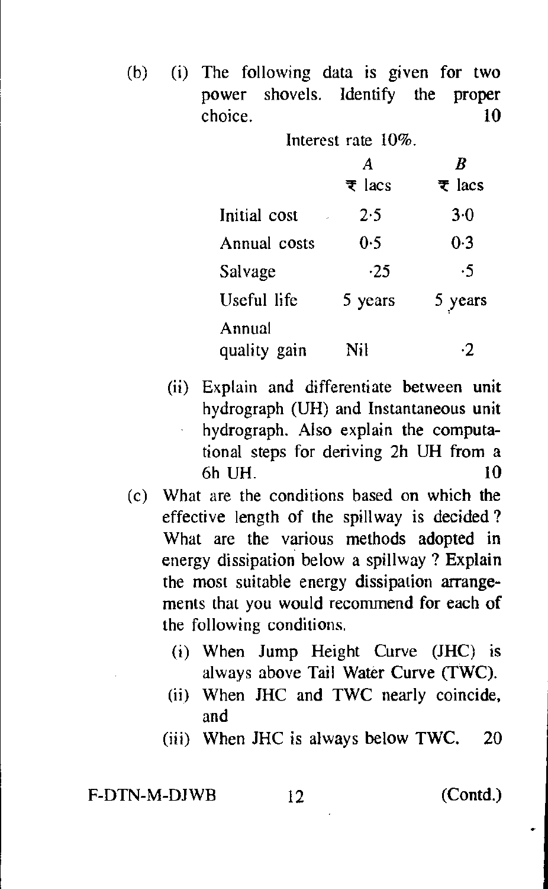(b) (i) The following data is given for two power shovels. Identify the proper choice. **10**

Interest rate 10%.

| | *A* ₹ lacs | *B* ₹ lacs |
|---|---|---|
| Initial cost | 2·5 | 3·0 |
| Annual costs | 0·5 | 0·3 |
| Salvage | ·25 | ·5 |
| Useful life | 5 years | 5 years |
| Annual quality gain | Nil | ·2 |

(ii) Explain and differentiate between unit hydrograph (UH) and Instantaneous unit hydrograph. Also explain the computational steps for deriving 2h UH from a 6h UH. **10**

(c) What are the conditions based on which the effective length of the spillway is decided ? What are the various methods adopted in energy dissipation below a spillway ? Explain the most suitable energy dissipation arrangements that you would recommend for each of the following conditions.

(i) When Jump Height Curve (JHC) is always above Tail Water Curve (TWC).

(ii) When JHC and TWC nearly coincide, and

(iii) When JHC is always below TWC. **20**

F-DTN-M-DJWB (Contd.)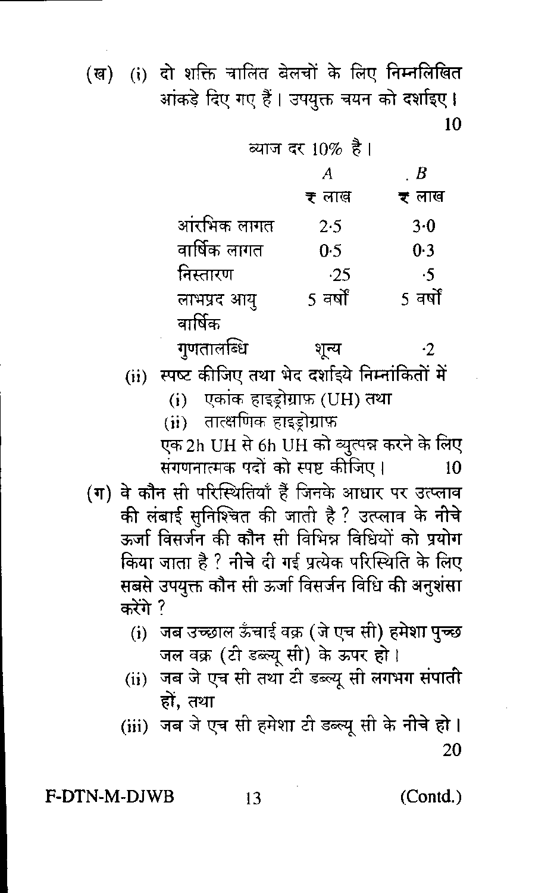(ख) (i) दो शक्ति चालित बेलचों के लिए निम्नलिखित आंकड़े दिए गए हैं। उपयुक्त चयन को दर्शाइए। 10

व्याज दर 10% है।

| | A | B |
|---|---|---|
| | ₹ लाख | ₹ लाख |
| आरंभिक लागत | 2·5 | 3·0 |
| वार्षिक लागत | 0·5 | 0·3 |
| निस्तारण | ·25 | ·5 |
| लाभप्रद आयु | 5 वर्षों | 5 वर्षों |
| वार्षिक गुणतालब्धि | शून्य | ·2 |

(ii) स्पष्ट कीजिए तथा भेद दर्शाइये निम्नांकितों में

(i) एकांक हाइड्रोग्राफ़ (UH) तथा

(ii) तात्क्षणिक हाइड्रोग्राफ़

एक 2h UH से 6h UH को व्युत्पन्न करने के लिए संगणनात्मक पदों को स्पष्ट कीजिए। 10

(ग) वे कौन सी परिस्थितियाँ हैं जिनके आधार पर उत्प्लाव की लंबाई सुनिश्चित की जाती है? उत्प्लाव के नीचे ऊर्जा विसर्जन की कौन सी विभिन्न विधियों को प्रयोग किया जाता है? नीचे दी गई प्रत्येक परिस्थिति के लिए सबसे उपयुक्त कौन सी ऊर्जा विसर्जन विधि की अनुशंसा करेंगे?

(i) जब उच्छाल ऊँचाई वक्र (जे एच सी) हमेशा पुच्छ जल वक्र (टी डब्ल्यू सी) के ऊपर हो।

(ii) जब जे एच सी तथा टी डब्ल्यू सी लगभग संपाती हों, तथा

(iii) जब जे एच सी हमेशा टी डब्ल्यू सी के नीचे हो। 20

F-DTN-M-DJWB (Contd.)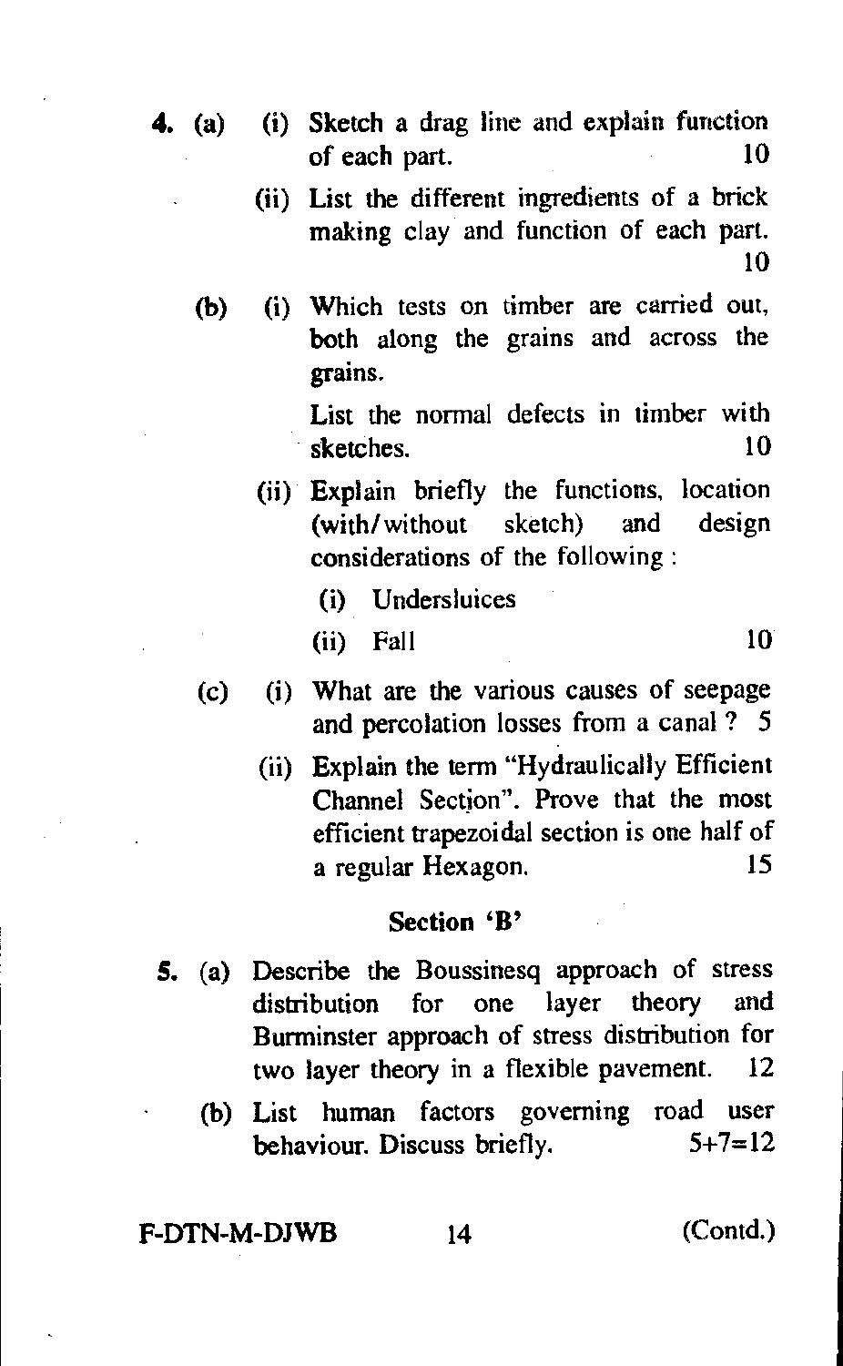4. (a) (i) Sketch a drag line and explain function of each part. 10

(ii) List the different ingredients of a brick making clay and function of each part. 10

(b) (i) Which tests on timber are carried out, both along the grains and across the grains.

List the normal defects in timber with sketches. 10

(ii) Explain briefly the functions, location (with/without sketch) and design considerations of the following :

(i) Undersluices

(ii) Fall 10

(c) (i) What are the various causes of seepage and percolation losses from a canal ? 5

(ii) Explain the term "Hydraulically Efficient Channel Section". Prove that the most efficient trapezoidal section is one half of a regular Hexagon. 15

## Section 'B'

5. (a) Describe the Boussinesq approach of stress distribution for one layer theory and Burminster approach of stress distribution for two layer theory in a flexible pavement. 12

(b) List human factors governing road user behaviour. Discuss briefly. 5+7=12

(Contd.)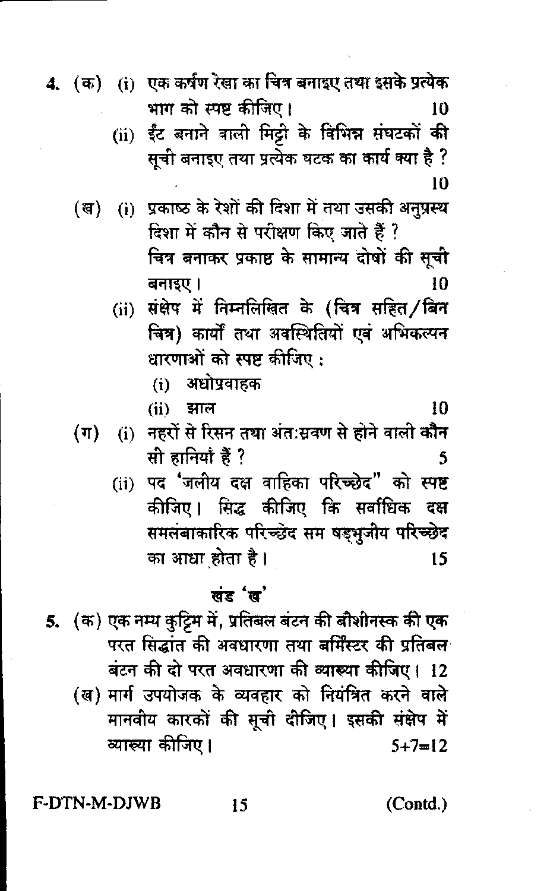4. (क) (i) एक कर्षण रेखा का चित्र बनाइए तथा इसके प्रत्येक भाग को स्पष्ट कीजिए। 10

   (ii) ईंट बनाने वाली मिट्टी के विभिन्न संघटकों की सूची बनाइए तथा प्रत्येक घटक का कार्य क्या है ? 10

   (ख) (i) प्रकाष्ठ के रेशों की दिशा में तथा उसकी अनुप्रस्थ दिशा में कौन से परीक्षण किए जाते हैं ? चित्र बनाकर प्रकाष्ठ के सामान्य दोषों की सूची बनाइए। 10

   (ii) संक्षेप में निम्नलिखित के (चित्र सहित/बिन चित्र) कार्यों तथा अवस्थितियों एवं अभिकल्पन धारणाओं को स्पष्ट कीजिए :

   (i) अधोप्रवाहक

   (ii) झाल 10

   (ग) (i) नहरों से रिसन तथा अंतःस्रवण से होने वाली कौन सी हानियाँ हैं ? 5

   (ii) पद 'जलीय दक्ष वाहिका परिच्छेद" को स्पष्ट कीजिए। सिद्ध कीजिए कि सर्वाधिक दक्ष समलंबाकारिक परिच्छेद सम षड्भुजीय परिच्छेद का आधा होता है। 15

## खंड 'ख'

5. (क) एक नम्य कुट्टिम में, प्रतिबल बंटन की बौशीनस्क की एक परत सिद्धांत की अवधारणा तथा बर्मिस्टर की प्रतिबल बंटन की दो परत अवधारणा की व्याख्या कीजिए। 12

   (ख) मार्ग उपयोजक के व्यवहार को नियंत्रित करने वाले मानवीय कारकों की सूची दीजिए। इसकी संक्षेप में व्याख्या कीजिए। 5+7=12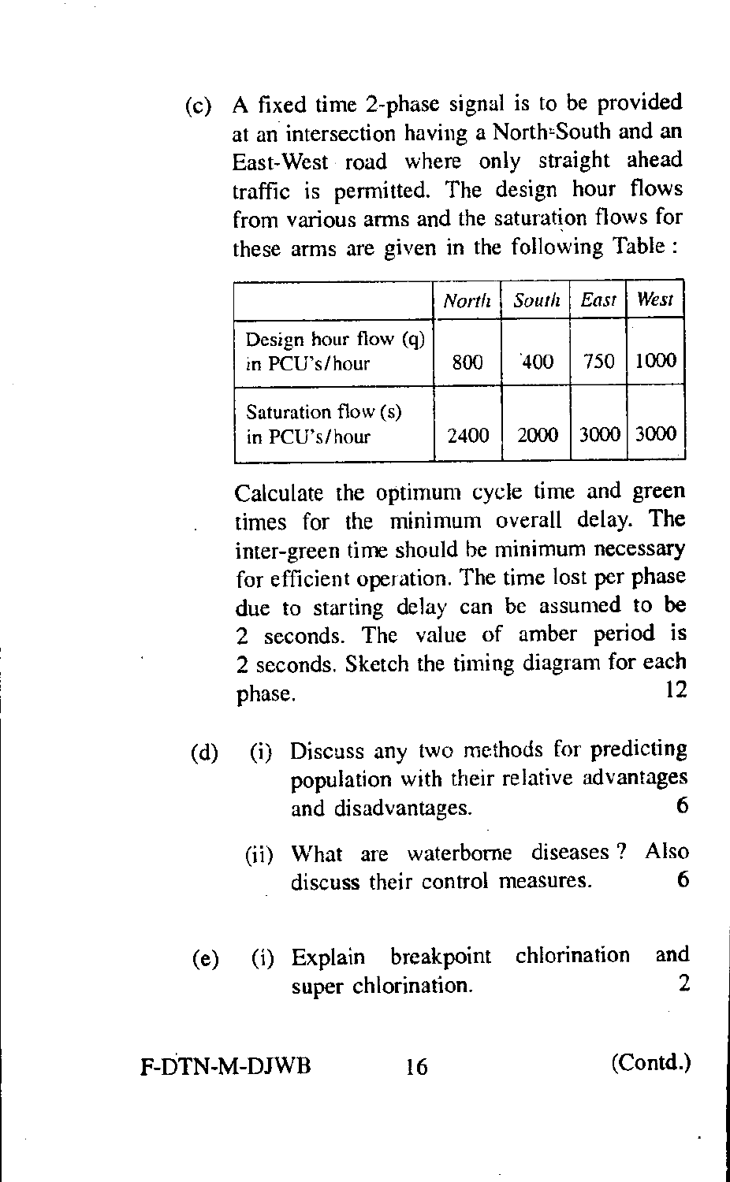(c) A fixed time 2-phase signal is to be provided at an intersection having a North-South and an East-West road where only straight ahead traffic is permitted. The design hour flows from various arms and the saturation flows for these arms are given in the following Table :

| | *North* | *South* | *East* | *West* |
|---|---|---|---|---|
| Design hour flow (q) in PCU's/hour | 800 | 400 | 750 | 1000 |
| Saturation flow (s) in PCU's/hour | 2400 | 2000 | 3000 | 3000 |

Calculate the optimum cycle time and green times for the minimum overall delay. The inter-green time should be minimum necessary for efficient operation. The time lost per phase due to starting delay can be assumed to be 2 seconds. The value of amber period is 2 seconds. Sketch the timing diagram for each phase. 12

(d) (i) Discuss any two methods for predicting population with their relative advantages and disadvantages. 6

(ii) What are waterborne diseases ? Also discuss their control measures. 6

(e) (i) Explain breakpoint chlorination and super chlorination. 2

(Contd.)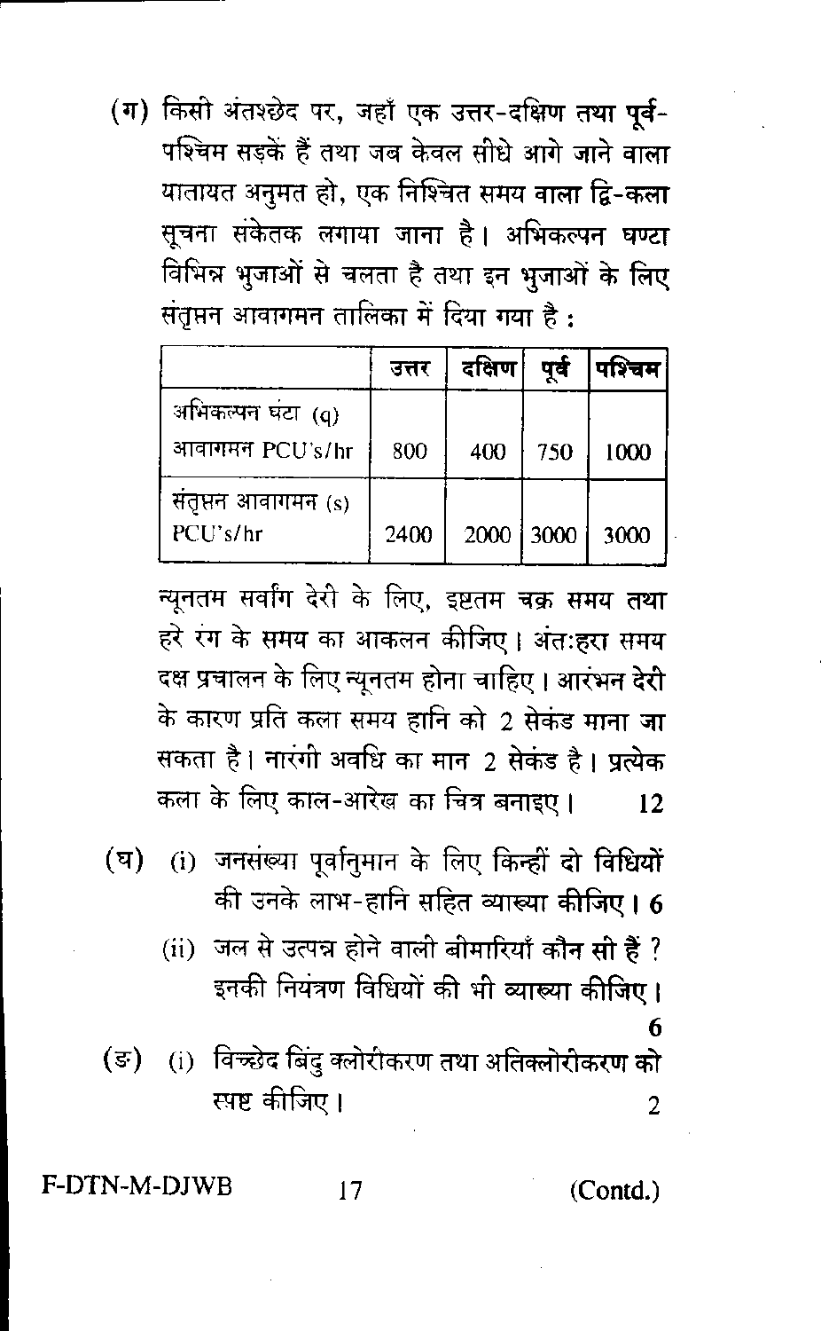(ग) किसी अंतश्छेद पर, जहाँ एक उत्तर-दक्षिण तथा पूर्व-पश्चिम सड़कें हैं तथा जब केवल सीधे आगे जाने वाला यातायत अनुमत हो, एक निश्चित समय वाला द्वि-कला सूचना संकेतक लगाया जाना है। अभिकल्पन घण्टा विभिन्न भुजाओं से चलता है तथा इन भुजाओं के लिए संतृप्तन आवागमन तालिका में दिया गया है :

| | उत्तर | दक्षिण | पूर्व | पश्चिम |
|---|---|---|---|---|
| अभिकल्पन घंटा (q) आवागमन PCU's/hr | 800 | 400 | 750 | 1000 |
| संतृप्तन आवागमन (s) PCU's/hr | 2400 | 2000 | 3000 | 3000 |

न्यूनतम सर्वांग देरी के लिए, इष्टतम चक्र समय तथा हरे रंग के समय का आकलन कीजिए। अंतःहरा समय दक्ष प्रचालन के लिए न्यूनतम होना चाहिए। आरंभन देरी के कारण प्रति कला समय हानि को 2 सेकंड माना जा सकता है। नारंगी अवधि का मान 2 सेकंड है। प्रत्येक कला के लिए काल-आरेख का चित्र बनाइए। **12**

(घ) (i) जनसंख्या पूर्वानुमान के लिए किन्हीं दो विधियों की उनके लाभ-हानि सहित व्याख्या कीजिए। **6**

(ii) जल से उत्पन्न होने वाली बीमारियाँ कौन सी हैं ? इनकी नियंत्रण विधियों की भी व्याख्या कीजिए। **6**

(ङ) (i) विच्छेद बिंदु क्लोरीकरण तथा अतिक्लोरीकरण को स्पष्ट कीजिए। **2**

F-DTN-M-DJWB (Contd.)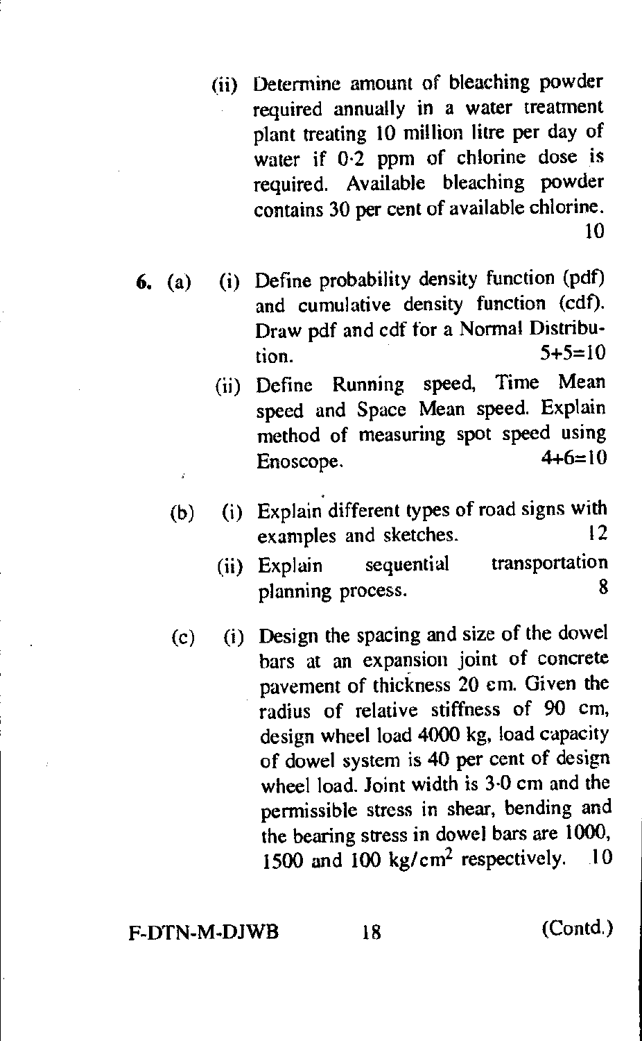(ii) Determine amount of bleaching powder required annually in a water treatment plant treating 10 million litre per day of water if 0·2 ppm of chlorine dose is required. Available bleaching powder contains 30 per cent of available chlorine. 10

**6.** (a) (i) Define probability density function (pdf) and cumulative density function (cdf). Draw pdf and cdf for a Normal Distribution. 5+5=10

(ii) Define Running speed, Time Mean speed and Space Mean speed. Explain method of measuring spot speed using Enoscope. 4+6=10

(b) (i) Explain different types of road signs with examples and sketches. 12

(ii) Explain sequential transportation planning process. 8

(c) (i) Design the spacing and size of the dowel bars at an expansion joint of concrete pavement of thickness 20 cm. Given the radius of relative stiffness of 90 cm, design wheel load 4000 kg, load capacity of dowel system is 40 per cent of design wheel load. Joint width is 3·0 cm and the permissible stress in shear, bending and the bearing stress in dowel bars are 1000, 1500 and 100 $kg/cm^2$ respectively. 10

F-DTN-M-DJWB (Contd.)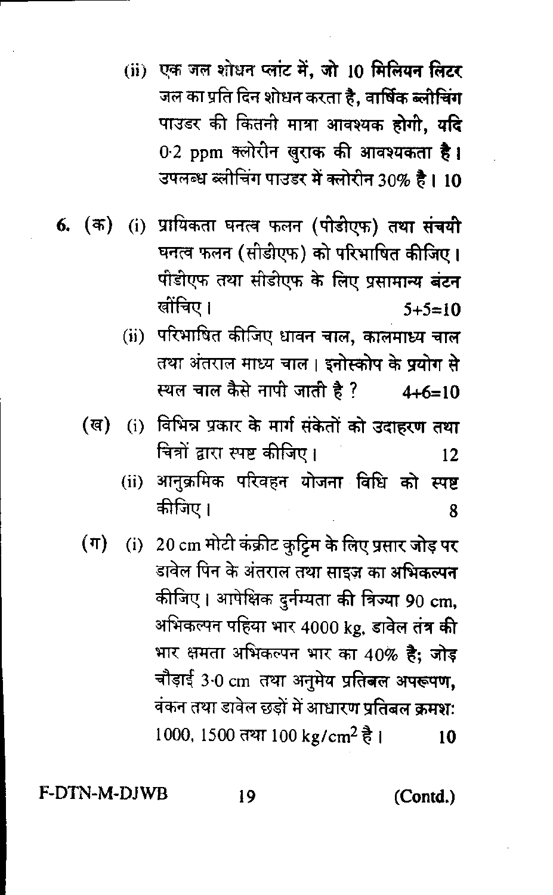(ii) एक जल शोधन प्लांट में, जो 10 मिलियन लिटर जल का प्रति दिन शोधन करता है, वार्षिक ब्लीचिंग पाउडर की कितनी मात्रा आवश्यक होगी, यदि 0·2 ppm क्लोरीन खुराक की आवश्यकता है। उपलब्ध ब्लीचिंग पाउडर में क्लोरीन 30% है। 10

6. (क) (i) प्रायिकता घनत्व फलन (पीडीएफ) तथा संचयी घनत्व फलन (सीडीएफ) को परिभाषित कीजिए। पीडीएफ तथा सीडीएफ के लिए प्रसामान्य बंटन खींचिए। 5+5=10

(ii) परिभाषित कीजिए धावन चाल, कालमाध्य चाल तथा अंतराल माध्य चाल। इनोस्कोप के प्रयोग से स्थल चाल कैसे नापी जाती है ? 4+6=10

(ख) (i) विभिन्न प्रकार के मार्ग संकेतों को उदाहरण तथा चित्रों द्वारा स्पष्ट कीजिए। 12

(ii) आनुक्रमिक परिवहन योजना विधि को स्पष्ट कीजिए। 8

(ग) (i) 20 cm मोटी कंक्रीट कुट्टिम के लिए प्रसार जोड़ पर डावेल पिन के अंतराल तथा साइज़ का अभिकल्पन कीजिए। आपेक्षिक दुर्नम्यता की त्रिज्या 90 cm, अभिकल्पन पहिया भार 4000 kg, डावेल तंत्र की भार क्षमता अभिकल्पन भार का 40% है; जोड़ चौड़ाई 3·0 cm तथा अनुमेय प्रतिबल अपरूपण, वंकन तथा डावेल छड़ों में आधारण प्रतिबल क्रमशः 1000, 1500 तथा 100 $kg/cm^2$ है। 10

F-DTN-M-DJWB (Contd.)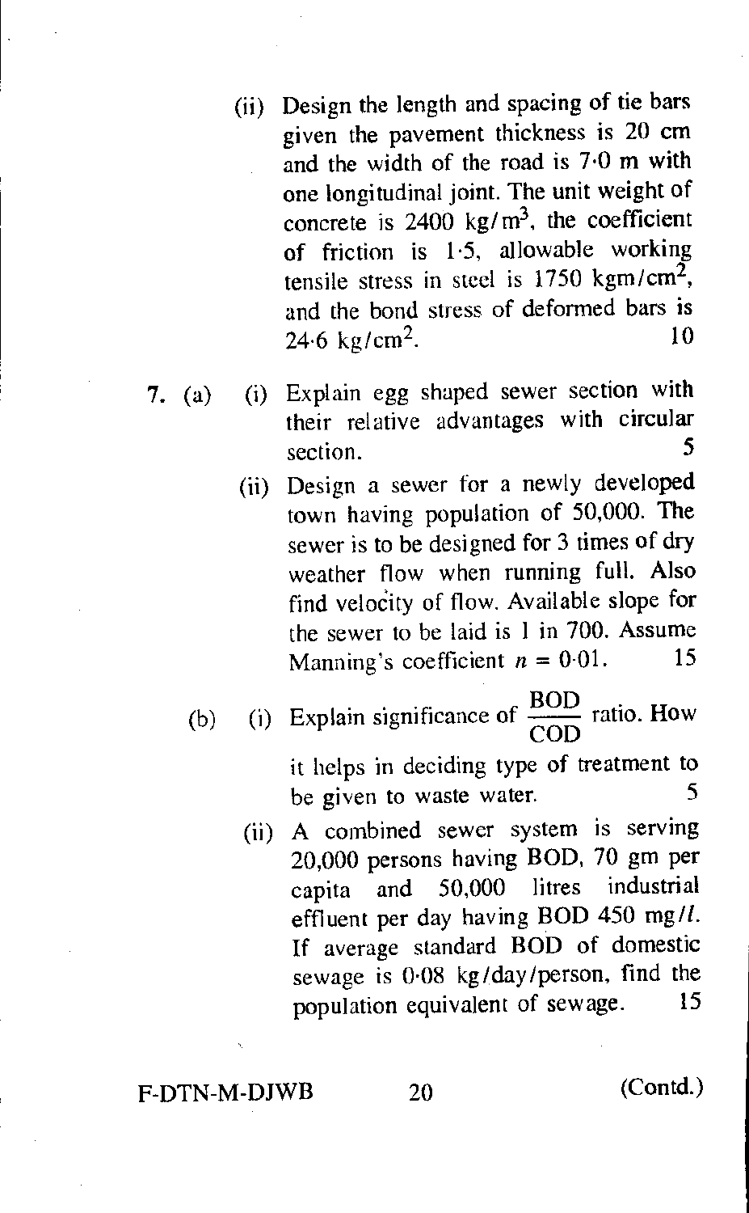(ii) Design the length and spacing of tie bars given the pavement thickness is 20 cm and the width of the road is 7·0 m with one longitudinal joint. The unit weight of concrete is 2400 $kg/m^3$, the coefficient of friction is 1·5, allowable working tensile stress in steel is 1750 $kgm/cm^2$, and the bond stress of deformed bars is 24·6 $kg/cm^2$. 10

7. (a) (i) Explain egg shaped sewer section with their relative advantages with circular section. 5

(ii) Design a sewer for a newly developed town having population of 50,000. The sewer is to be designed for 3 times of dry weather flow when running full. Also find velocity of flow. Available slope for the sewer to be laid is 1 in 700. Assume Manning's coefficient $n = 0{\cdot}01$. 15

(b) (i) Explain significance of $\frac{\text{BOD}}{\text{COD}}$ ratio. How it helps in deciding type of treatment to be given to waste water. 5

(ii) A combined sewer system is serving 20,000 persons having BOD, 70 gm per capita and 50,000 litres industrial effluent per day having BOD 450 mg/$l$. If average standard BOD of domestic sewage is 0·08 kg/day/person, find the population equivalent of sewage. 15

F-DTN-M-DJWB (Contd.)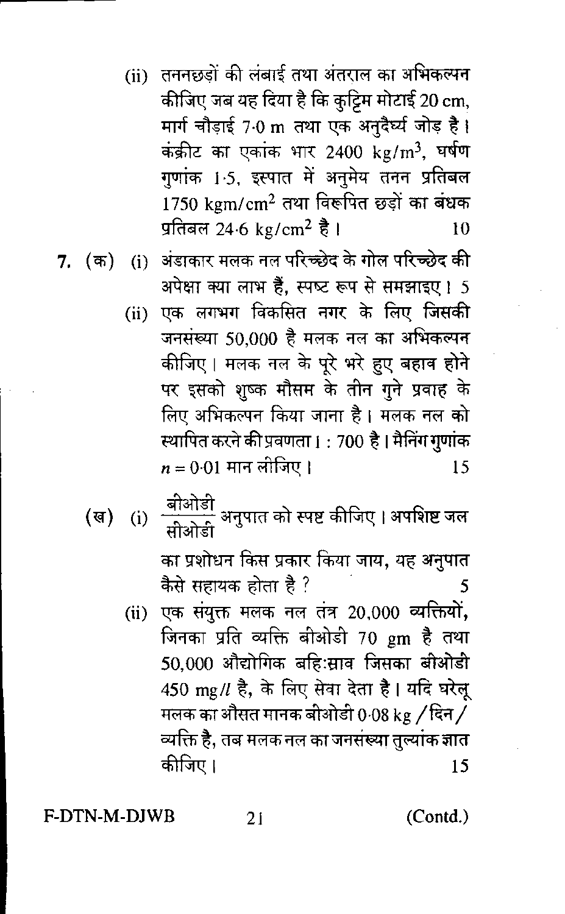(ii) तननछड़ों की लंबाई तथा अंतराल का अभिकल्पन कीजिए जब यह दिया है कि कुट्टिम मोटाई 20 cm, मार्ग चौड़ाई 7·0 m तथा एक अनुदैर्घ्य जोड़ है। कंक्रीट का एकांक भार 2400 $kg/m^3$, घर्षण गुणांक 1·5, इस्पात में अनुमेय तनन प्रतिबल 1750 $kgm/cm^2$ तथा विरूपित छड़ों का बंधक प्रतिबल 24·6 $kg/cm^2$ है। 10

7. (क) (i) अंडाकार मलक नल परिच्छेद के गोल परिच्छेद की अपेक्षा क्या लाभ हैं, स्पष्ट रूप से समझाइए। 5

(ii) एक लगभग विकसित नगर के लिए जिसकी जनसंख्या 50,000 है मलक नल का अभिकल्पन कीजिए। मलक नल के पूरे भरे हुए बहाव होने पर इसको शुष्क मौसम के तीन गुने प्रवाह के लिए अभिकल्पन किया जाना है। मलक नल को स्थापित करने की प्रवणता 1 : 700 है। मैनिंग गुणांक $n = 0{\cdot}01$ मान लीजिए। 15

(ख) (i) $\dfrac{\text{बीओडी}}{\text{सीओडी}}$ अनुपात को स्पष्ट कीजिए। अपशिष्ट जल का प्रशोधन किस प्रकार किया जाय, यह अनुपात कैसे सहायक होता है ? 5

(ii) एक संयुक्त मलक नल तंत्र 20,000 व्यक्तियों, जिनका प्रति व्यक्ति बीओडी 70 gm है तथा 50,000 औद्योगिक बहिःस्राव जिसका बीओडी 450 mg/*l* है, के लिए सेवा देता है। यदि घरेलू मलक का औसत मानक बीओडी 0·08 kg / दिन / व्यक्ति है, तब मलक नल का जनसंख्या तुल्यांक ज्ञात कीजिए। 15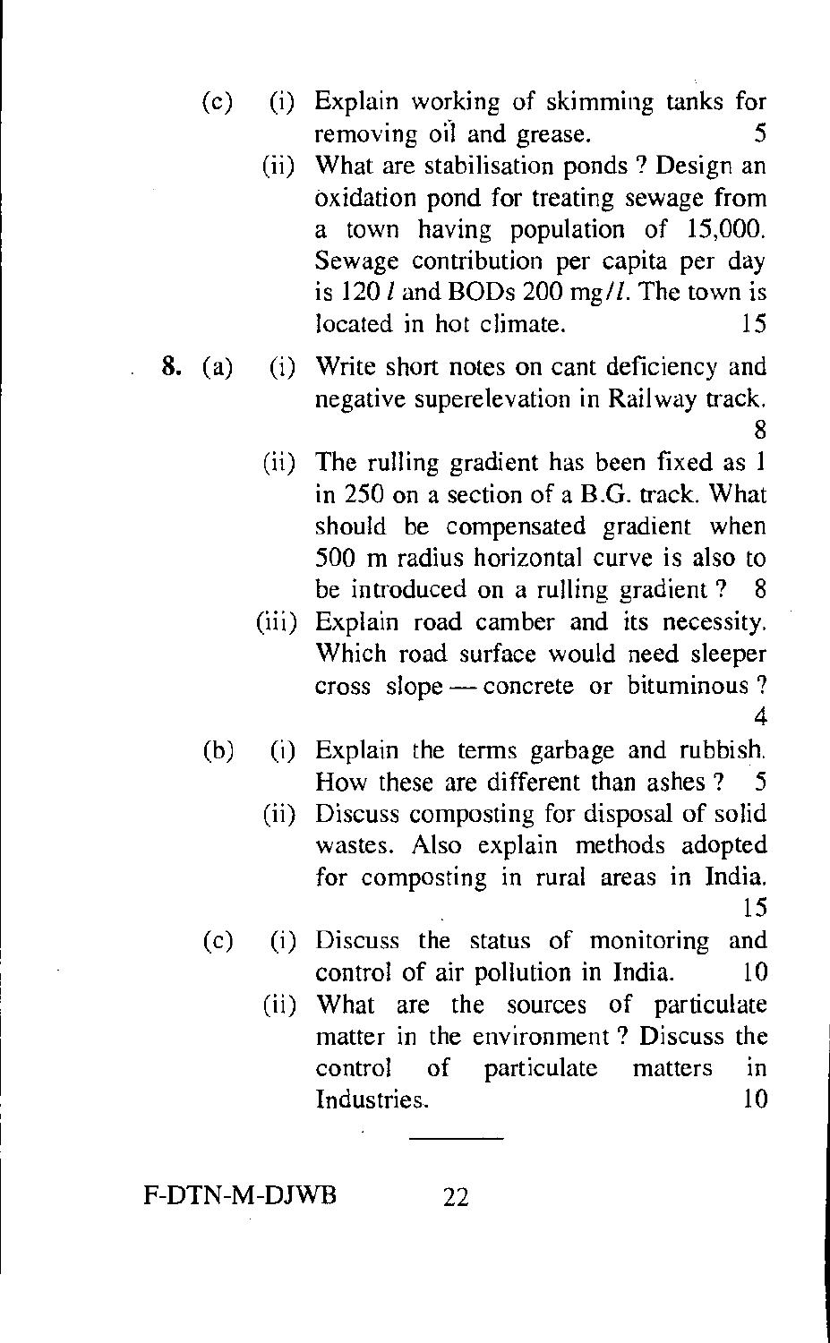(c) (i) Explain working of skimming tanks for removing oil and grease. 5

(ii) What are stabilisation ponds ? Design an oxidation pond for treating sewage from a town having population of 15,000. Sewage contribution per capita per day is 120 *l* and BODs 200 mg/*l*. The town is located in hot climate. 15

**8.** (a) (i) Write short notes on cant deficiency and negative superelevation in Railway track. 8

(ii) The rulling gradient has been fixed as 1 in 250 on a section of a B.G. track. What should be compensated gradient when 500 m radius horizontal curve is also to be introduced on a rulling gradient ? 8

(iii) Explain road camber and its necessity. Which road surface would need sleeper cross slope — concrete or bituminous ? 4

(b) (i) Explain the terms garbage and rubbish. How these are different than ashes ? 5

(ii) Discuss composting for disposal of solid wastes. Also explain methods adopted for composting in rural areas in India. 15

(c) (i) Discuss the status of monitoring and control of air pollution in India. 10

(ii) What are the sources of particulate matter in the environment ? Discuss the control of particulate matters in Industries. 10

---

F-DTN-M-DJWB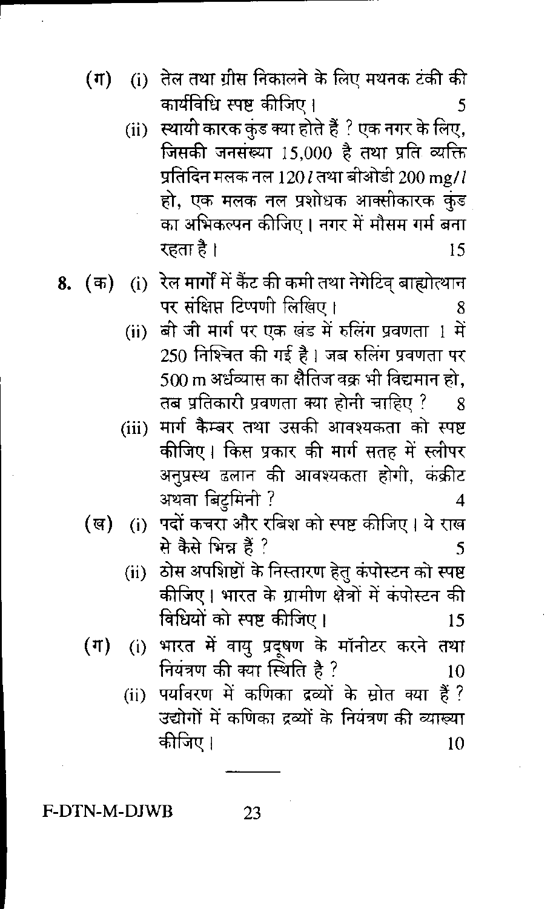(ग) (i) तेल तथा ग्रीस निकालने के लिए मथनक टंकी की कार्यविधि स्पष्ट कीजिए। 5

(ii) स्थायी कारक कुंड क्या होते हैं ? एक नगर के लिए, जिसकी जनसंख्या 15,000 है तथा प्रति व्यक्ति प्रतिदिन मलक नल 120 $l$ तथा बीओडी 200 mg/$l$ हो, एक मलक नल प्रशोधक आक्सीकारक कुंड का अभिकल्पन कीजिए। नगर में मौसम गर्म बना रहता है। 15

**8.** (क) (i) रेल मार्गों में कैंट की कमी तथा नेगेटिव् बाह्योत्थान पर संक्षिप्त टिप्पणी लिखिए। 8

(ii) बी जी मार्ग पर एक खंड में रुलिंग प्रवणता 1 में 250 निश्चित की गई है। जब रुलिंग प्रवणता पर 500 m अर्धव्यास का क्षैतिज वक्र भी विद्यमान हो, तब प्रतिकारी प्रवणता क्या होनी चाहिए ? 8

(iii) मार्ग कैम्बर तथा उसकी आवश्यकता को स्पष्ट कीजिए। किस प्रकार की मार्ग सतह में स्लीपर अनुप्रस्थ ढलान की आवश्यकता होगी, कंक्रीट अथवा बिटुमिनी ? 4

(ख) (i) पदों कचरा और रबिश को स्पष्ट कीजिए। ये राख से कैसे भिन्न हैं ? 5

(ii) ठोस अपशिष्टों के निस्तारण हेतु कंपोस्टन को स्पष्ट कीजिए। भारत के ग्रामीण क्षेत्रों में कंपोस्टन की विधियों को स्पष्ट कीजिए। 15

(ग) (i) भारत में वायु प्रदूषण के मॉनीटर करने तथा नियंत्रण की क्या स्थिति है ? 10

(ii) पर्यावरण में कणिका द्रव्यों के स्रोत क्या हैं ? उद्योगों में कणिका द्रव्यों के नियंत्रण की व्याख्या कीजिए। 10

---

F-DTN-M-DJWB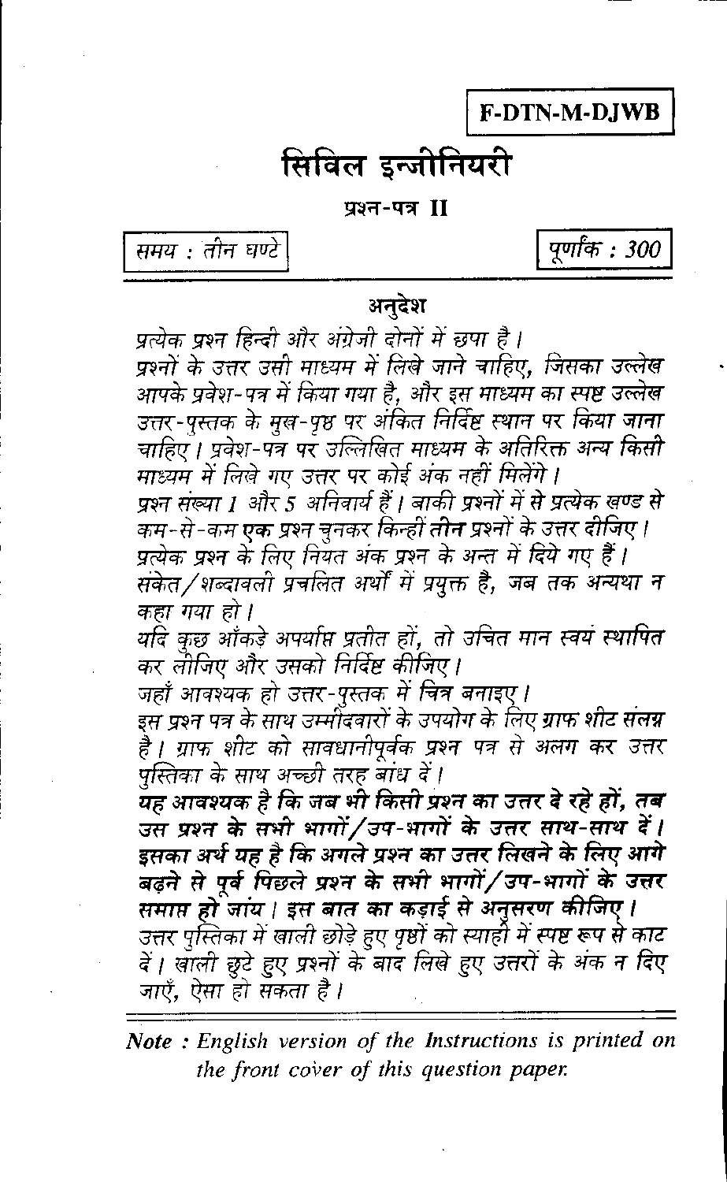**F-DTN-M-DJWB**

# सिविल इन्जीनियरी

## प्रश्न-पत्र II

समय : तीन घण्टे

पूर्णांक : 300

### अनुदेश

*प्रत्येक प्रश्न हिन्दी और अंग्रेजी दोनों में छपा है।*

*प्रश्नों के उत्तर उसी माध्यम में लिखे जाने चाहिए, जिसका उल्लेख आपके प्रवेश-पत्र में किया गया है, और इस माध्यम का स्पष्ट उल्लेख उत्तर-पुस्तक के मुख-पृष्ठ पर अंकित निर्दिष्ट स्थान पर किया जाना चाहिए। प्रवेश-पत्र पर उल्लिखित माध्यम के अतिरिक्त अन्य किसी माध्यम में लिखे गए उत्तर पर कोई अंक नहीं मिलेंगे।*

*प्रश्न संख्या 1 और 5 अनिवार्य हैं। बाकी प्रश्नों में से प्रत्येक खण्ड से कम-से-कम **एक** प्रश्न चुनकर किन्हीं **तीन** प्रश्नों के उत्तर दीजिए।*

*प्रत्येक प्रश्न के लिए नियत अंक प्रश्न के अन्त में दिये गए हैं।*

*संकेत/शब्दावली प्रचलित अर्थों में प्रयुक्त है, जब तक अन्यथा न कहा गया हो।*

*यदि कुछ आँकड़े अपर्याप्त प्रतीत हों, तो उचित मान स्वयं स्थापित कर लीजिए और उसको निर्दिष्ट कीजिए।*

*जहाँ आवश्यक हो उत्तर-पुस्तक में चित्र बनाइए।*

*इस प्रश्न पत्र के साथ उम्मीदवारों के उपयोग के लिए ग्राफ शीट संलग्न है। ग्राफ शीट को सावधानीपूर्वक प्रश्न पत्र से अलग कर उत्तर पुस्तिका के साथ अच्छी तरह बांध दें।*

***यह आवश्यक है कि जब भी किसी प्रश्न का उत्तर दे रहे हों, तब उस प्रश्न के सभी भागों/उप-भागों के उत्तर साथ-साथ दें। इसका अर्थ यह है कि अगले प्रश्न का उत्तर लिखने के लिए आगे बढ़ने से पूर्व पिछले प्रश्न के सभी भागों/उप-भागों के उत्तर समाप्त हो जायं। इस बात का कड़ाई से अनुसरण कीजिए।***

*उत्तर पुस्तिका में खाली छोड़े हुए पृष्ठों को स्याही में स्पष्ट रूप से काट दें। खाली छूटे हुए प्रश्नों के बाद लिखे हुए उत्तरों के अंक न दिए जाएँ, ऐसा हो सकता है।*

***Note :** English version of the Instructions is printed on the front cover of this question paper.*